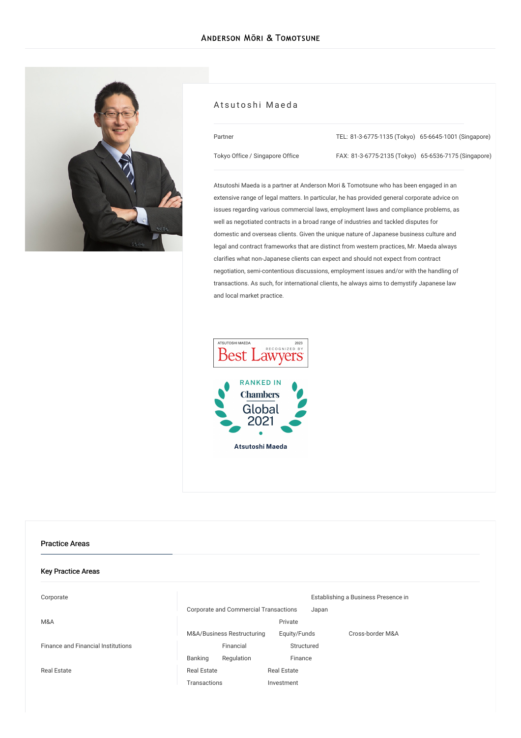# Atsutoshi Maeda

| | |
|---|---|
| Partner | TEL: 81-3-6775-1135 (Tokyo) 65-6645-1001 (Singapore) |
| Tokyo Office / Singapore Office | FAX: 81-3-6775-2135 (Tokyo) 65-6536-7175 (Singapore) |

Atsutoshi Maeda is a partner at Anderson Mori & Tomotsune who has been engaged in an extensive range of legal matters. In particular, he has provided general corporate advice on issues regarding various commercial laws, employment laws and compliance problems, as well as negotiated contracts in a broad range of industries and tackled disputes for domestic and overseas clients. Given the unique nature of Japanese business culture and legal and contract frameworks that are distinct from western practices, Mr. Maeda always clarifies what non-Japanese clients can expect and should not expect from contract negotiation, semi-contentious discussions, employment issues and/or with the handling of transactions. As such, for international clients, he always aims to demystify Japanese law and local market practice.

ATSUTOSHI MAEDA 2023 RECOGNIZED BY Best Lawyers

RANKED IN Chambers Global 2021 Atsutoshi Maeda

## Practice Areas

### Key Practice Areas

| | |
|---|---|
| Corporate | Corporate and Commercial Transactions; Establishing a Business Presence in Japan |
| M&A | M&A/Business Restructuring; Private Equity/Funds; Cross-border M&A |
| Finance and Financial Institutions | Banking; Financial Regulation; Structured Finance |
| Real Estate | Real Estate Transactions; Real Estate Investment |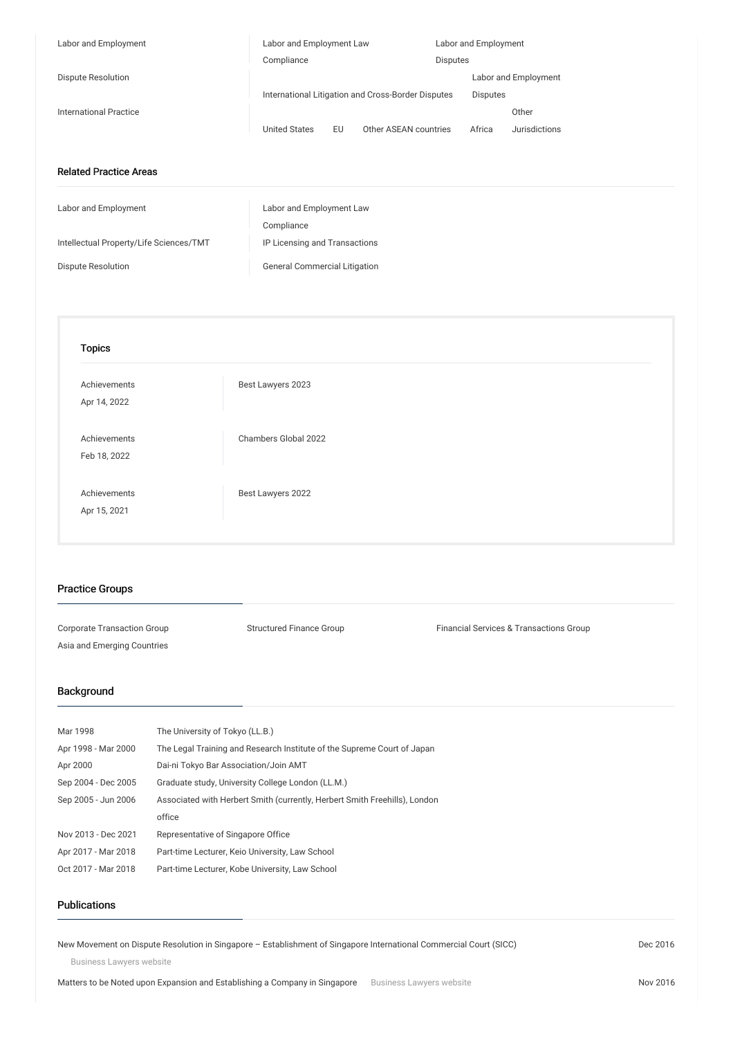| | |
|---|---|
| Labor and Employment | Labor and Employment Law Compliance; Labor and Employment Disputes |
| Dispute Resolution | International Litigation and Cross-Border Disputes; Labor and Employment Disputes |
| International Practice | United States; EU; Other ASEAN countries; Africa; Other Jurisdictions |

## Related Practice Areas

| | |
|---|---|
| Labor and Employment | Labor and Employment Law Compliance |
| Intellectual Property/Life Sciences/TMT | IP Licensing and Transactions |
| Dispute Resolution | General Commercial Litigation |

### Topics

| | |
|---|---|
| Achievements<br>Apr 14, 2022 | Best Lawyers 2023 |
| Achievements<br>Feb 18, 2022 | Chambers Global 2022 |
| Achievements<br>Apr 15, 2021 | Best Lawyers 2022 |

## Practice Groups

- Corporate Transaction Group
- Structured Finance Group
- Financial Services & Transactions Group
- Asia and Emerging Countries

## Background

| | |
|---|---|
| Mar 1998 | The University of Tokyo (LL.B.) |
| Apr 1998 - Mar 2000 | The Legal Training and Research Institute of the Supreme Court of Japan |
| Apr 2000 | Dai-ni Tokyo Bar Association/Join AMT |
| Sep 2004 - Dec 2005 | Graduate study, University College London (LL.M.) |
| Sep 2005 - Jun 2006 | Associated with Herbert Smith (currently, Herbert Smith Freehills), London office |
| Nov 2013 - Dec 2021 | Representative of Singapore Office |
| Apr 2017 - Mar 2018 | Part-time Lecturer, Keio University, Law School |
| Oct 2017 - Mar 2018 | Part-time Lecturer, Kobe University, Law School |

## Publications

| | |
|---|---|
| New Movement on Dispute Resolution in Singapore – Establishment of Singapore International Commercial Court (SICC)<br>Business Lawyers website | Dec 2016 |
| Matters to be Noted upon Expansion and Establishing a Company in Singapore — Business Lawyers website | Nov 2016 |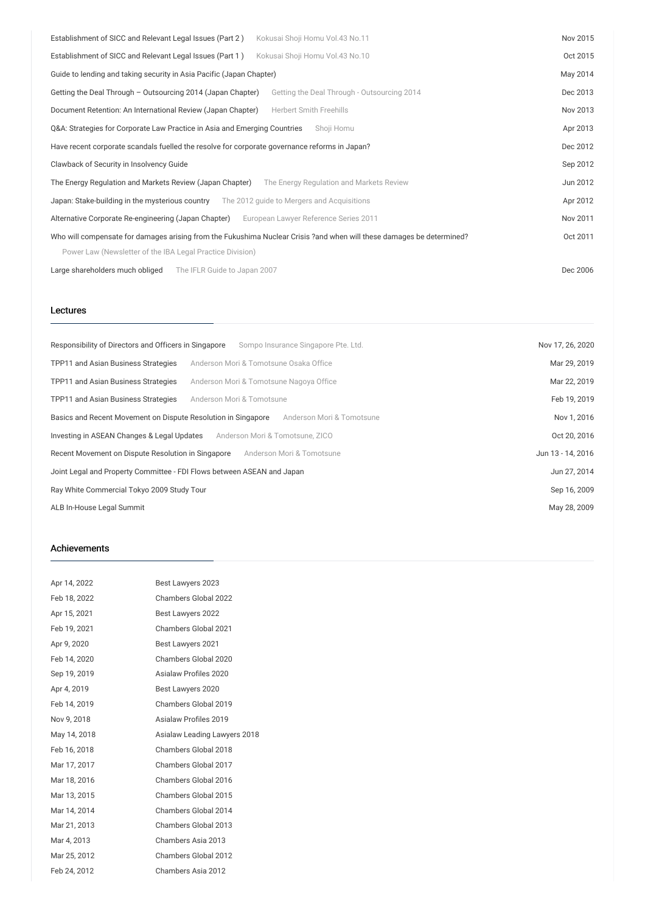| | |
|---|---|
| Establishment of SICC and Relevant Legal Issues (Part 2 ) Kokusai Shoji Homu Vol.43 No.11 | Nov 2015 |
| Establishment of SICC and Relevant Legal Issues (Part 1 ) Kokusai Shoji Homu Vol.43 No.10 | Oct 2015 |
| Guide to lending and taking security in Asia Pacific (Japan Chapter) | May 2014 |
| Getting the Deal Through – Outsourcing 2014 (Japan Chapter) Getting the Deal Through - Outsourcing 2014 | Dec 2013 |
| Document Retention: An International Review (Japan Chapter) Herbert Smith Freehills | Nov 2013 |
| Q&A: Strategies for Corporate Law Practice in Asia and Emerging Countries Shoji Homu | Apr 2013 |
| Have recent corporate scandals fuelled the resolve for corporate governance reforms in Japan? | Dec 2012 |
| Clawback of Security in Insolvency Guide | Sep 2012 |
| The Energy Regulation and Markets Review (Japan Chapter) The Energy Regulation and Markets Review | Jun 2012 |
| Japan: Stake-building in the mysterious country The 2012 guide to Mergers and Acquisitions | Apr 2012 |
| Alternative Corporate Re-engineering (Japan Chapter) European Lawyer Reference Series 2011 | Nov 2011 |
| Who will compensate for damages arising from the Fukushima Nuclear Crisis ?and when will these damages be determined? Power Law (Newsletter of the IBA Legal Practice Division) | Oct 2011 |
| Large shareholders much obliged The IFLR Guide to Japan 2007 | Dec 2006 |

## Lectures

| | |
|---|---|
| Responsibility of Directors and Officers in Singapore Sompo Insurance Singapore Pte. Ltd. | Nov 17, 26, 2020 |
| TPP11 and Asian Business Strategies Anderson Mori & Tomotsune Osaka Office | Mar 29, 2019 |
| TPP11 and Asian Business Strategies Anderson Mori & Tomotsune Nagoya Office | Mar 22, 2019 |
| TPP11 and Asian Business Strategies Anderson Mori & Tomotsune | Feb 19, 2019 |
| Basics and Recent Movement on Dispute Resolution in Singapore Anderson Mori & Tomotsune | Nov 1, 2016 |
| Investing in ASEAN Changes & Legal Updates Anderson Mori & Tomotsune, ZICO | Oct 20, 2016 |
| Recent Movement on Dispute Resolution in Singapore Anderson Mori & Tomotsune | Jun 13 - 14, 2016 |
| Joint Legal and Property Committee - FDI Flows between ASEAN and Japan | Jun 27, 2014 |
| Ray White Commercial Tokyo 2009 Study Tour | Sep 16, 2009 |
| ALB In-House Legal Summit | May 28, 2009 |

## Achievements

| | |
|---|---|
| Apr 14, 2022 | Best Lawyers 2023 |
| Feb 18, 2022 | Chambers Global 2022 |
| Apr 15, 2021 | Best Lawyers 2022 |
| Feb 19, 2021 | Chambers Global 2021 |
| Apr 9, 2020 | Best Lawyers 2021 |
| Feb 14, 2020 | Chambers Global 2020 |
| Sep 19, 2019 | Asialaw Profiles 2020 |
| Apr 4, 2019 | Best Lawyers 2020 |
| Feb 14, 2019 | Chambers Global 2019 |
| Nov 9, 2018 | Asialaw Profiles 2019 |
| May 14, 2018 | Asialaw Leading Lawyers 2018 |
| Feb 16, 2018 | Chambers Global 2018 |
| Mar 17, 2017 | Chambers Global 2017 |
| Mar 18, 2016 | Chambers Global 2016 |
| Mar 13, 2015 | Chambers Global 2015 |
| Mar 14, 2014 | Chambers Global 2014 |
| Mar 21, 2013 | Chambers Global 2013 |
| Mar 4, 2013 | Chambers Asia 2013 |
| Mar 25, 2012 | Chambers Global 2012 |
| Feb 24, 2012 | Chambers Asia 2012 |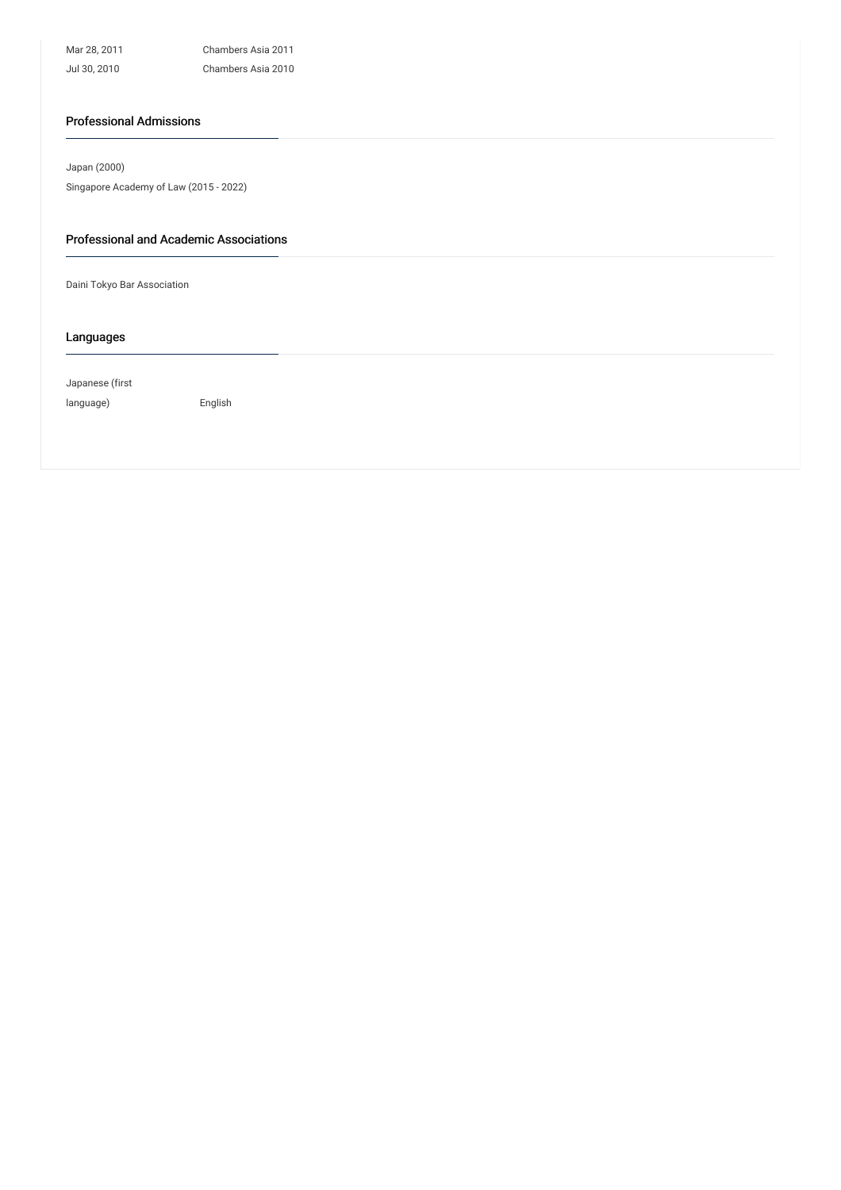| | |
|---|---|
| Mar 28, 2011 | Chambers Asia 2011 |
| Jul 30, 2010 | Chambers Asia 2010 |

## Professional Admissions

Japan (2000)

Singapore Academy of Law (2015 - 2022)

## Professional and Academic Associations

Daini Tokyo Bar Association

## Languages

| | |
|---|---|
| Japanese (first language) | English |